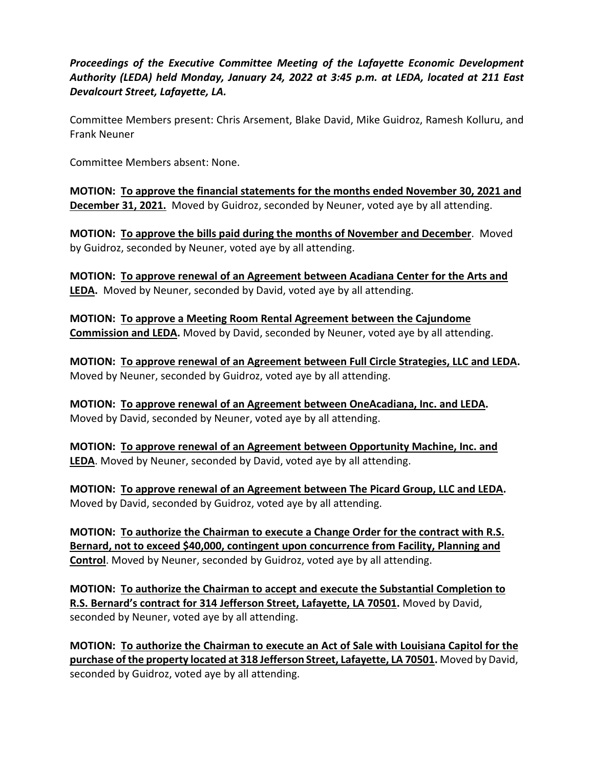***Proceedings of the Executive Committee Meeting of the Lafayette Economic Development Authority (LEDA) held Monday, January 24, 2022 at 3:45 p.m. at LEDA, located at 211 East Devalcourt Street, Lafayette, LA.***

Committee Members present: Chris Arsement, Blake David, Mike Guidroz, Ramesh Kolluru, and Frank Neuner

Committee Members absent: None.

**MOTION: <u>To approve the financial statements for the months ended November 30, 2021 and December 31, 2021.</u>** Moved by Guidroz, seconded by Neuner, voted aye by all attending.

**MOTION: <u>To approve the bills paid during the months of November and December</u>**. Moved by Guidroz, seconded by Neuner, voted aye by all attending.

**MOTION: <u>To approve renewal of an Agreement between Acadiana Center for the Arts and LEDA.</u>** Moved by Neuner, seconded by David, voted aye by all attending.

**MOTION: <u>To approve a Meeting Room Rental Agreement between the Cajundome Commission and LEDA.</u>** Moved by David, seconded by Neuner, voted aye by all attending.

**MOTION: <u>To approve renewal of an Agreement between Full Circle Strategies, LLC and LEDA</u>.** Moved by Neuner, seconded by Guidroz, voted aye by all attending.

**MOTION: <u>To approve renewal of an Agreement between OneAcadiana, Inc. and LEDA</u>.** Moved by David, seconded by Neuner, voted aye by all attending.

**MOTION: <u>To approve renewal of an Agreement between Opportunity Machine, Inc. and LEDA</u>**. Moved by Neuner, seconded by David, voted aye by all attending.

**MOTION: <u>To approve renewal of an Agreement between The Picard Group, LLC and LEDA</u>.** Moved by David, seconded by Guidroz, voted aye by all attending.

**MOTION: <u>To authorize the Chairman to execute a Change Order for the contract with R.S. Bernard, not to exceed $40,000, contingent upon concurrence from Facility, Planning and Control</u>**. Moved by Neuner, seconded by Guidroz, voted aye by all attending.

**MOTION: <u>To authorize the Chairman to accept and execute the Substantial Completion to R.S. Bernard's contract for 314 Jefferson Street, Lafayette, LA 70501</u>.** Moved by David, seconded by Neuner, voted aye by all attending.

**MOTION: <u>To authorize the Chairman to execute an Act of Sale with Louisiana Capitol for the purchase of the property located at 318 Jefferson Street, Lafayette, LA 70501</u>.** Moved by David, seconded by Guidroz, voted aye by all attending.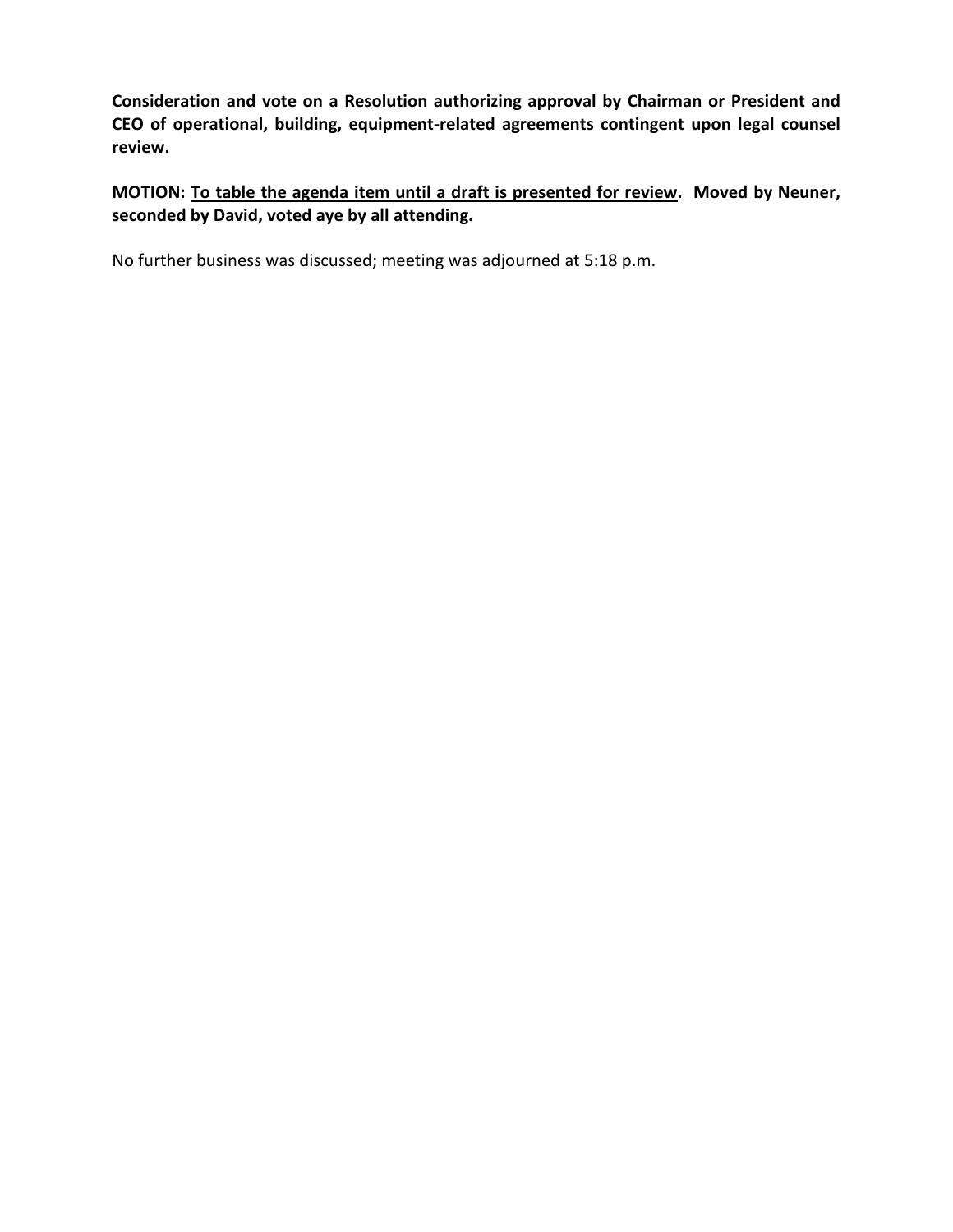**Consideration and vote on a Resolution authorizing approval by Chairman or President and CEO of operational, building, equipment-related agreements contingent upon legal counsel review.**

**MOTION: <u>To table the agenda item until a draft is presented for review</u>. Moved by Neuner, seconded by David, voted aye by all attending.**

No further business was discussed; meeting was adjourned at 5:18 p.m.